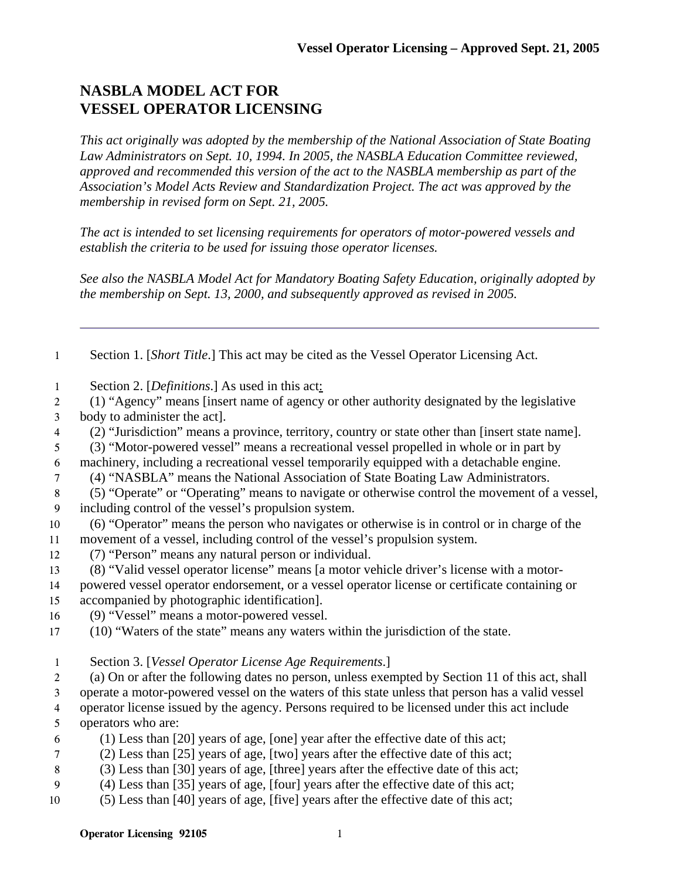# NASBLA MODEL ACT FOR VESSEL OPERATOR LICENSING

*This act originally was adopted by the membership of the National Association of State Boating Law Administrators on Sept. 10, 1994. In 2005, the NASBLA Education Committee reviewed, approved and recommended this version of the act to the NASBLA membership as part of the Association's Model Acts Review and Standardization Project. The act was approved by the membership in revised form on Sept. 21, 2005.*

*The act is intended to set licensing requirements for operators of motor-powered vessels and establish the criteria to be used for issuing those operator licenses.*

*See also the NASBLA Model Act for Mandatory Boating Safety Education, originally adopted by the membership on Sept. 13, 2000, and subsequently approved as revised in 2005.*

---

Section 1. [*Short Title*.] This act may be cited as the Vessel Operator Licensing Act.

Section 2. [*Definitions*.] As used in this act:

(1) "Agency" means [insert name of agency or other authority designated by the legislative body to administer the act].

(2) "Jurisdiction" means a province, territory, country or state other than [insert state name].

(3) "Motor-powered vessel" means a recreational vessel propelled in whole or in part by machinery, including a recreational vessel temporarily equipped with a detachable engine.

(4) "NASBLA" means the National Association of State Boating Law Administrators.

(5) "Operate" or "Operating" means to navigate or otherwise control the movement of a vessel, including control of the vessel's propulsion system.

(6) "Operator" means the person who navigates or otherwise is in control or in charge of the movement of a vessel, including control of the vessel's propulsion system.

(7) "Person" means any natural person or individual.

(8) "Valid vessel operator license" means [a motor vehicle driver's license with a motor-powered vessel operator endorsement, or a vessel operator license or certificate containing or accompanied by photographic identification].

(9) "Vessel" means a motor-powered vessel.

(10) "Waters of the state" means any waters within the jurisdiction of the state.

Section 3. [*Vessel Operator License Age Requirements*.]

(a) On or after the following dates no person, unless exempted by Section 11 of this act, shall operate a motor-powered vessel on the waters of this state unless that person has a valid vessel operator license issued by the agency. Persons required to be licensed under this act include operators who are:

(1) Less than [20] years of age, [one] year after the effective date of this act;

(2) Less than [25] years of age, [two] years after the effective date of this act;

(3) Less than [30] years of age, [three] years after the effective date of this act;

(4) Less than [35] years of age, [four] years after the effective date of this act;

(5) Less than [40] years of age, [five] years after the effective date of this act;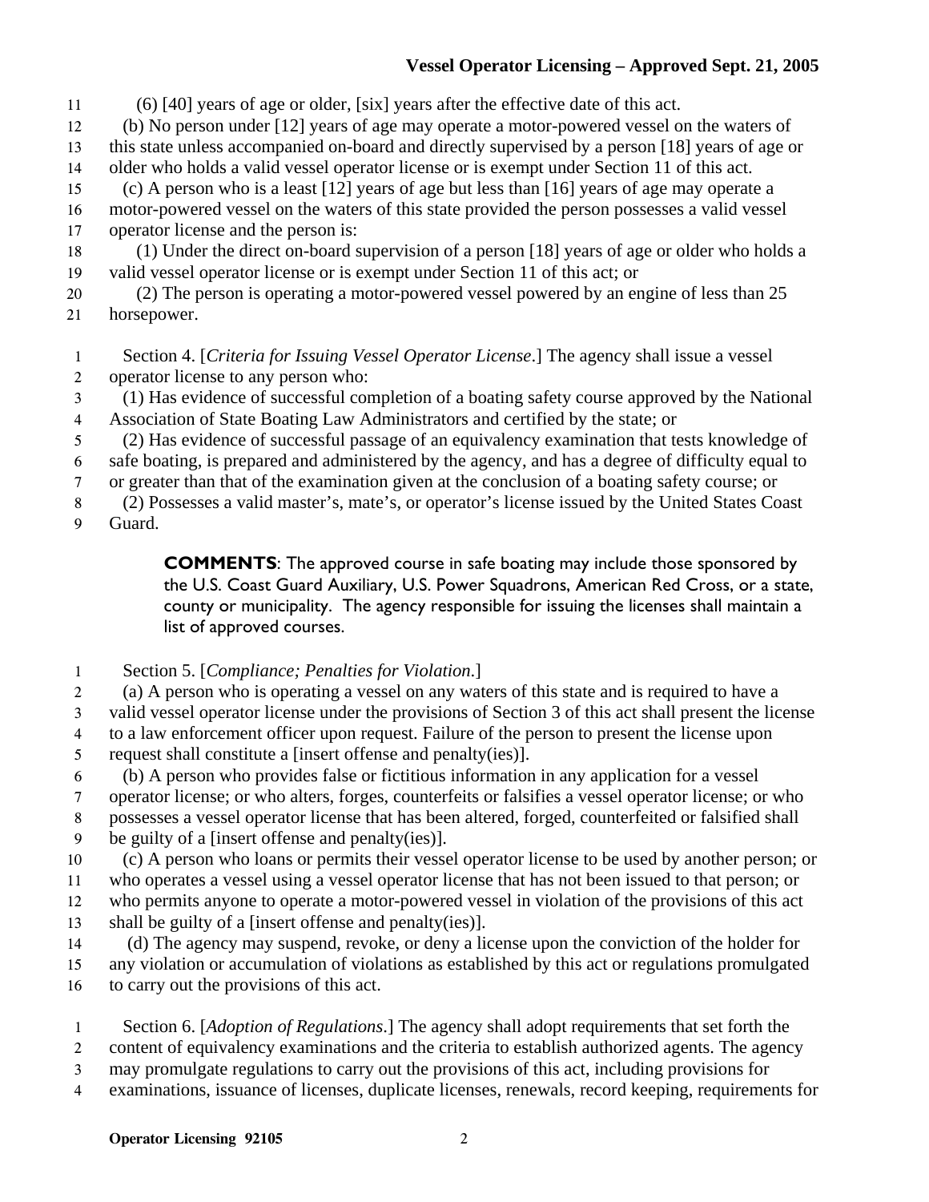(6) [40] years of age or older, [six] years after the effective date of this act.

(b) No person under [12] years of age may operate a motor-powered vessel on the waters of this state unless accompanied on-board and directly supervised by a person [18] years of age or older who holds a valid vessel operator license or is exempt under Section 11 of this act.

(c) A person who is a least [12] years of age but less than [16] years of age may operate a motor-powered vessel on the waters of this state provided the person possesses a valid vessel operator license and the person is:

(1) Under the direct on-board supervision of a person [18] years of age or older who holds a valid vessel operator license or is exempt under Section 11 of this act; or

(2) The person is operating a motor-powered vessel powered by an engine of less than 25 horsepower.

Section 4. [*Criteria for Issuing Vessel Operator License*.] The agency shall issue a vessel operator license to any person who:

(1) Has evidence of successful completion of a boating safety course approved by the National Association of State Boating Law Administrators and certified by the state; or

(2) Has evidence of successful passage of an equivalency examination that tests knowledge of safe boating, is prepared and administered by the agency, and has a degree of difficulty equal to or greater than that of the examination given at the conclusion of a boating safety course; or

(2) Possesses a valid master's, mate's, or operator's license issued by the United States Coast Guard.

> **COMMENTS**: The approved course in safe boating may include those sponsored by the U.S. Coast Guard Auxiliary, U.S. Power Squadrons, American Red Cross, or a state, county or municipality. The agency responsible for issuing the licenses shall maintain a list of approved courses.

Section 5. [*Compliance; Penalties for Violation*.]

(a) A person who is operating a vessel on any waters of this state and is required to have a valid vessel operator license under the provisions of Section 3 of this act shall present the license to a law enforcement officer upon request. Failure of the person to present the license upon request shall constitute a [insert offense and penalty(ies)].

(b) A person who provides false or fictitious information in any application for a vessel operator license; or who alters, forges, counterfeits or falsifies a vessel operator license; or who possesses a vessel operator license that has been altered, forged, counterfeited or falsified shall be guilty of a [insert offense and penalty(ies)].

(c) A person who loans or permits their vessel operator license to be used by another person; or who operates a vessel using a vessel operator license that has not been issued to that person; or who permits anyone to operate a motor-powered vessel in violation of the provisions of this act shall be guilty of a [insert offense and penalty(ies)].

(d) The agency may suspend, revoke, or deny a license upon the conviction of the holder for any violation or accumulation of violations as established by this act or regulations promulgated to carry out the provisions of this act.

Section 6. [*Adoption of Regulations*.] The agency shall adopt requirements that set forth the content of equivalency examinations and the criteria to establish authorized agents. The agency may promulgate regulations to carry out the provisions of this act, including provisions for examinations, issuance of licenses, duplicate licenses, renewals, record keeping, requirements for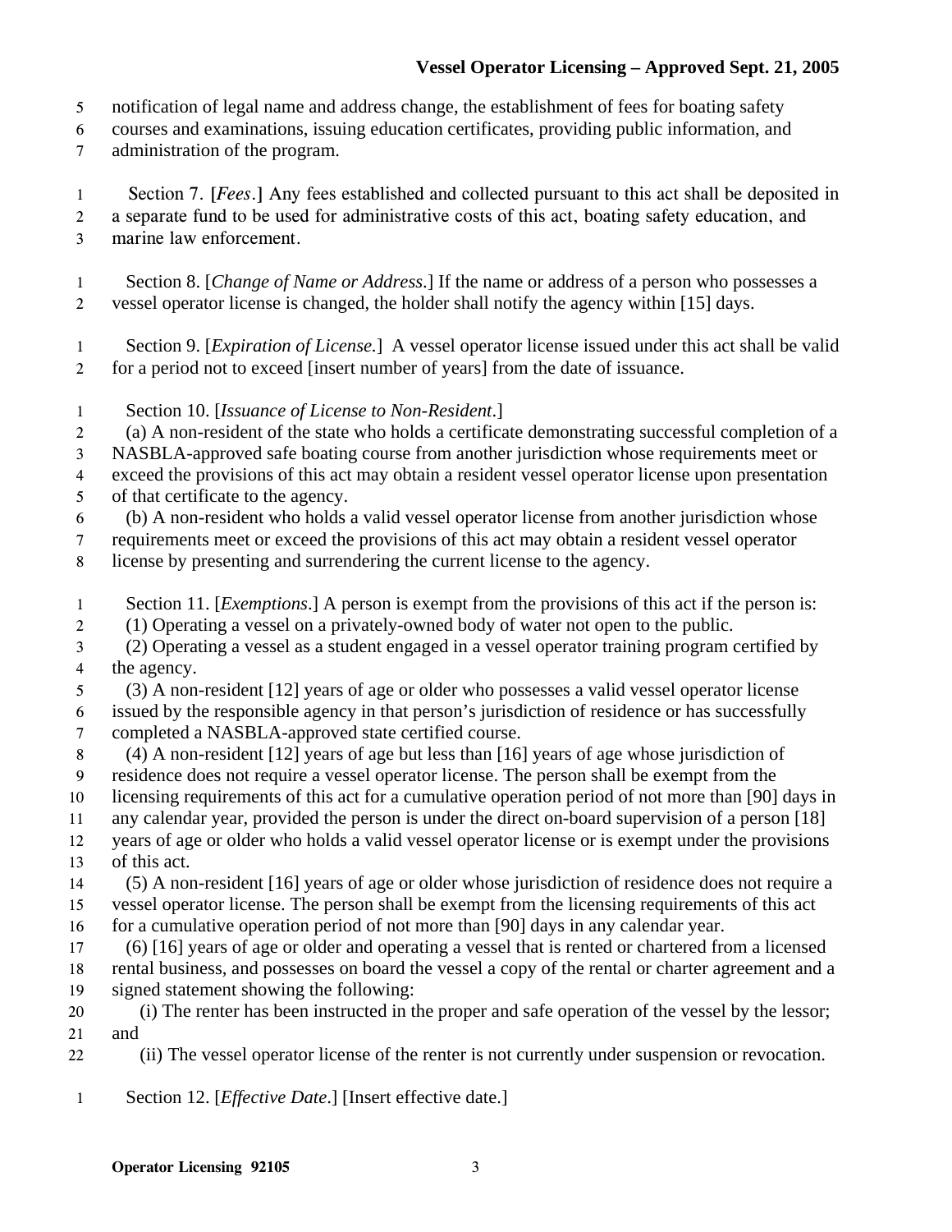notification of legal name and address change, the establishment of fees for boating safety courses and examinations, issuing education certificates, providing public information, and administration of the program.

Section 7. [*Fees*.] Any fees established and collected pursuant to this act shall be deposited in a separate fund to be used for administrative costs of this act, boating safety education, and marine law enforcement.

Section 8. [*Change of Name or Address*.] If the name or address of a person who possesses a vessel operator license is changed, the holder shall notify the agency within [15] days.

Section 9. [*Expiration of License*.] A vessel operator license issued under this act shall be valid for a period not to exceed [insert number of years] from the date of issuance.

Section 10. [*Issuance of License to Non-Resident*.]

(a) A non-resident of the state who holds a certificate demonstrating successful completion of a NASBLA-approved safe boating course from another jurisdiction whose requirements meet or exceed the provisions of this act may obtain a resident vessel operator license upon presentation of that certificate to the agency.

(b) A non-resident who holds a valid vessel operator license from another jurisdiction whose requirements meet or exceed the provisions of this act may obtain a resident vessel operator license by presenting and surrendering the current license to the agency.

Section 11. [*Exemptions*.] A person is exempt from the provisions of this act if the person is:

(1) Operating a vessel on a privately-owned body of water not open to the public.

(2) Operating a vessel as a student engaged in a vessel operator training program certified by the agency.

(3) A non-resident [12] years of age or older who possesses a valid vessel operator license issued by the responsible agency in that person's jurisdiction of residence or has successfully completed a NASBLA-approved state certified course.

(4) A non-resident [12] years of age but less than [16] years of age whose jurisdiction of residence does not require a vessel operator license. The person shall be exempt from the licensing requirements of this act for a cumulative operation period of not more than [90] days in any calendar year, provided the person is under the direct on-board supervision of a person [18] years of age or older who holds a valid vessel operator license or is exempt under the provisions of this act.

(5) A non-resident [16] years of age or older whose jurisdiction of residence does not require a vessel operator license. The person shall be exempt from the licensing requirements of this act for a cumulative operation period of not more than [90] days in any calendar year.

(6) [16] years of age or older and operating a vessel that is rented or chartered from a licensed rental business, and possesses on board the vessel a copy of the rental or charter agreement and a signed statement showing the following:

(i) The renter has been instructed in the proper and safe operation of the vessel by the lessor; and

(ii) The vessel operator license of the renter is not currently under suspension or revocation.

Section 12. [*Effective Date*.] [Insert effective date.]